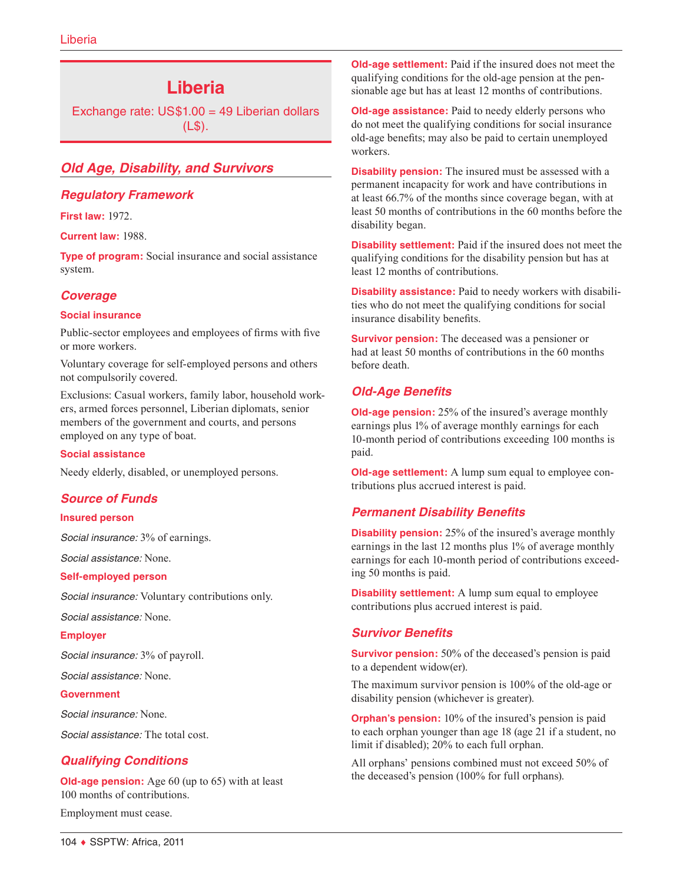# Liberia

Exchange rate: US$1.00 = 49 Liberian dollars (L$).

## Old Age, Disability, and Survivors

### Regulatory Framework

**First law:** 1972.

**Current law:** 1988.

**Type of program:** Social insurance and social assistance system.

### Coverage

**Social insurance**

Public-sector employees and employees of firms with five or more workers.

Voluntary coverage for self-employed persons and others not compulsorily covered.

Exclusions: Casual workers, family labor, household workers, armed forces personnel, Liberian diplomats, senior members of the government and courts, and persons employed on any type of boat.

**Social assistance**

Needy elderly, disabled, or unemployed persons.

### Source of Funds

**Insured person**

*Social insurance:* 3% of earnings.

*Social assistance:* None.

**Self-employed person**

*Social insurance:* Voluntary contributions only.

*Social assistance:* None.

**Employer**

*Social insurance:* 3% of payroll.

*Social assistance:* None.

**Government**

*Social insurance:* None.

*Social assistance:* The total cost.

### Qualifying Conditions

**Old-age pension:** Age 60 (up to 65) with at least 100 months of contributions.

Employment must cease.

**Old-age settlement:** Paid if the insured does not meet the qualifying conditions for the old-age pension at the pensionable age but has at least 12 months of contributions.

**Old-age assistance:** Paid to needy elderly persons who do not meet the qualifying conditions for social insurance old-age benefits; may also be paid to certain unemployed workers.

**Disability pension:** The insured must be assessed with a permanent incapacity for work and have contributions in at least 66.7% of the months since coverage began, with at least 50 months of contributions in the 60 months before the disability began.

**Disability settlement:** Paid if the insured does not meet the qualifying conditions for the disability pension but has at least 12 months of contributions.

**Disability assistance:** Paid to needy workers with disabilities who do not meet the qualifying conditions for social insurance disability benefits.

**Survivor pension:** The deceased was a pensioner or had at least 50 months of contributions in the 60 months before death.

### Old-Age Benefits

**Old-age pension:** 25% of the insured's average monthly earnings plus 1% of average monthly earnings for each 10-month period of contributions exceeding 100 months is paid.

**Old-age settlement:** A lump sum equal to employee contributions plus accrued interest is paid.

### Permanent Disability Benefits

**Disability pension:** 25% of the insured's average monthly earnings in the last 12 months plus 1% of average monthly earnings for each 10-month period of contributions exceeding 50 months is paid.

**Disability settlement:** A lump sum equal to employee contributions plus accrued interest is paid.

### Survivor Benefits

**Survivor pension:** 50% of the deceased's pension is paid to a dependent widow(er).

The maximum survivor pension is 100% of the old-age or disability pension (whichever is greater).

**Orphan's pension:** 10% of the insured's pension is paid to each orphan younger than age 18 (age 21 if a student, no limit if disabled); 20% to each full orphan.

All orphans' pensions combined must not exceed 50% of the deceased's pension (100% for full orphans).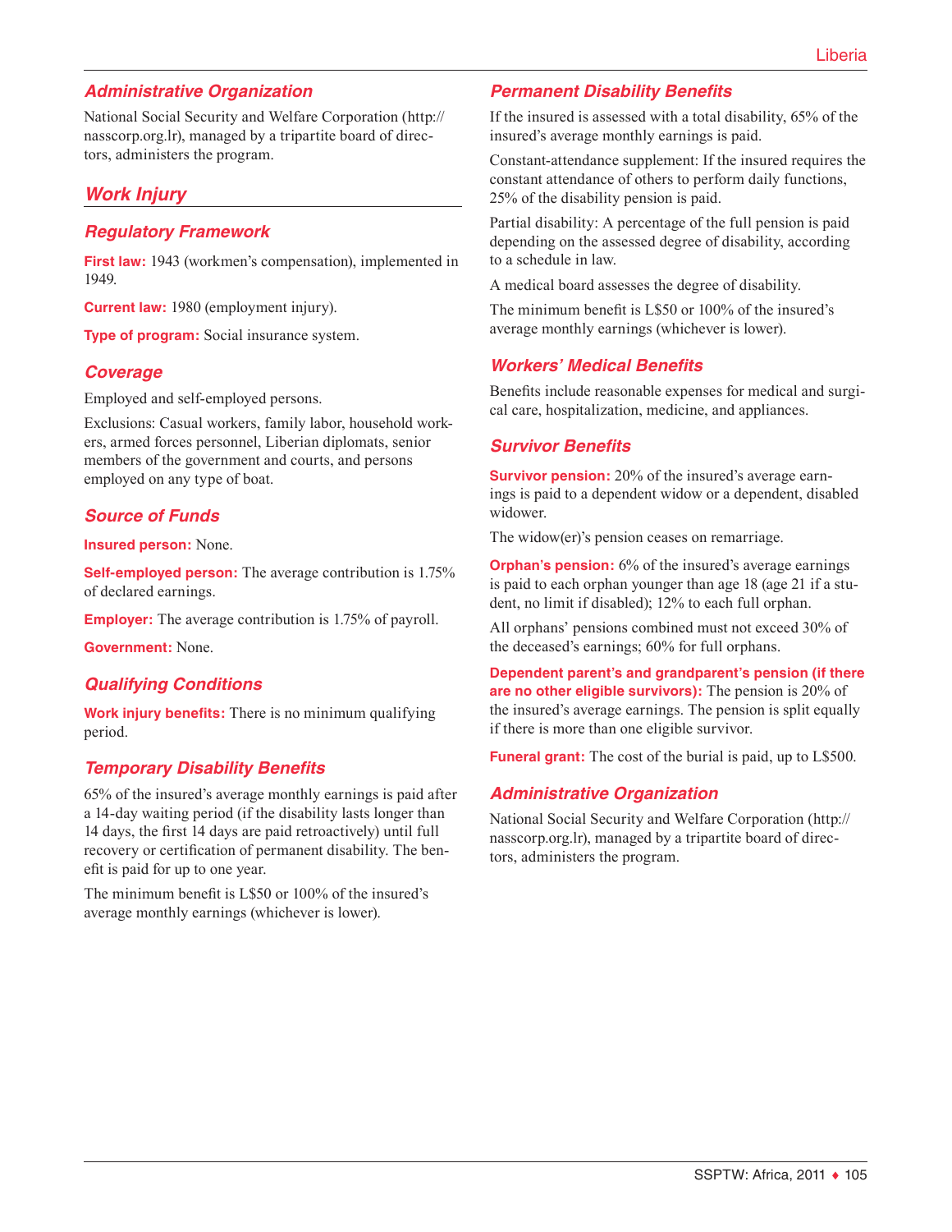### Administrative Organization

National Social Security and Welfare Corporation (http://nasscorp.org.lr), managed by a tripartite board of directors, administers the program.

## Work Injury

### Regulatory Framework

**First law:** 1943 (workmen's compensation), implemented in 1949.

**Current law:** 1980 (employment injury).

**Type of program:** Social insurance system.

### Coverage

Employed and self-employed persons.

Exclusions: Casual workers, family labor, household workers, armed forces personnel, Liberian diplomats, senior members of the government and courts, and persons employed on any type of boat.

### Source of Funds

**Insured person:** None.

**Self-employed person:** The average contribution is 1.75% of declared earnings.

**Employer:** The average contribution is 1.75% of payroll.

**Government:** None.

### Qualifying Conditions

**Work injury benefits:** There is no minimum qualifying period.

### Temporary Disability Benefits

65% of the insured's average monthly earnings is paid after a 14-day waiting period (if the disability lasts longer than 14 days, the first 14 days are paid retroactively) until full recovery or certification of permanent disability. The benefit is paid for up to one year.

The minimum benefit is L$50 or 100% of the insured's average monthly earnings (whichever is lower).

### Permanent Disability Benefits

If the insured is assessed with a total disability, 65% of the insured's average monthly earnings is paid.

Constant-attendance supplement: If the insured requires the constant attendance of others to perform daily functions, 25% of the disability pension is paid.

Partial disability: A percentage of the full pension is paid depending on the assessed degree of disability, according to a schedule in law.

A medical board assesses the degree of disability.

The minimum benefit is L$50 or 100% of the insured's average monthly earnings (whichever is lower).

### Workers' Medical Benefits

Benefits include reasonable expenses for medical and surgical care, hospitalization, medicine, and appliances.

### Survivor Benefits

**Survivor pension:** 20% of the insured's average earnings is paid to a dependent widow or a dependent, disabled widower.

The widow(er)'s pension ceases on remarriage.

**Orphan's pension:** 6% of the insured's average earnings is paid to each orphan younger than age 18 (age 21 if a student, no limit if disabled); 12% to each full orphan.

All orphans' pensions combined must not exceed 30% of the deceased's earnings; 60% for full orphans.

**Dependent parent's and grandparent's pension (if there are no other eligible survivors):** The pension is 20% of the insured's average earnings. The pension is split equally if there is more than one eligible survivor.

**Funeral grant:** The cost of the burial is paid, up to L$500.

### Administrative Organization

National Social Security and Welfare Corporation (http://nasscorp.org.lr), managed by a tripartite board of directors, administers the program.